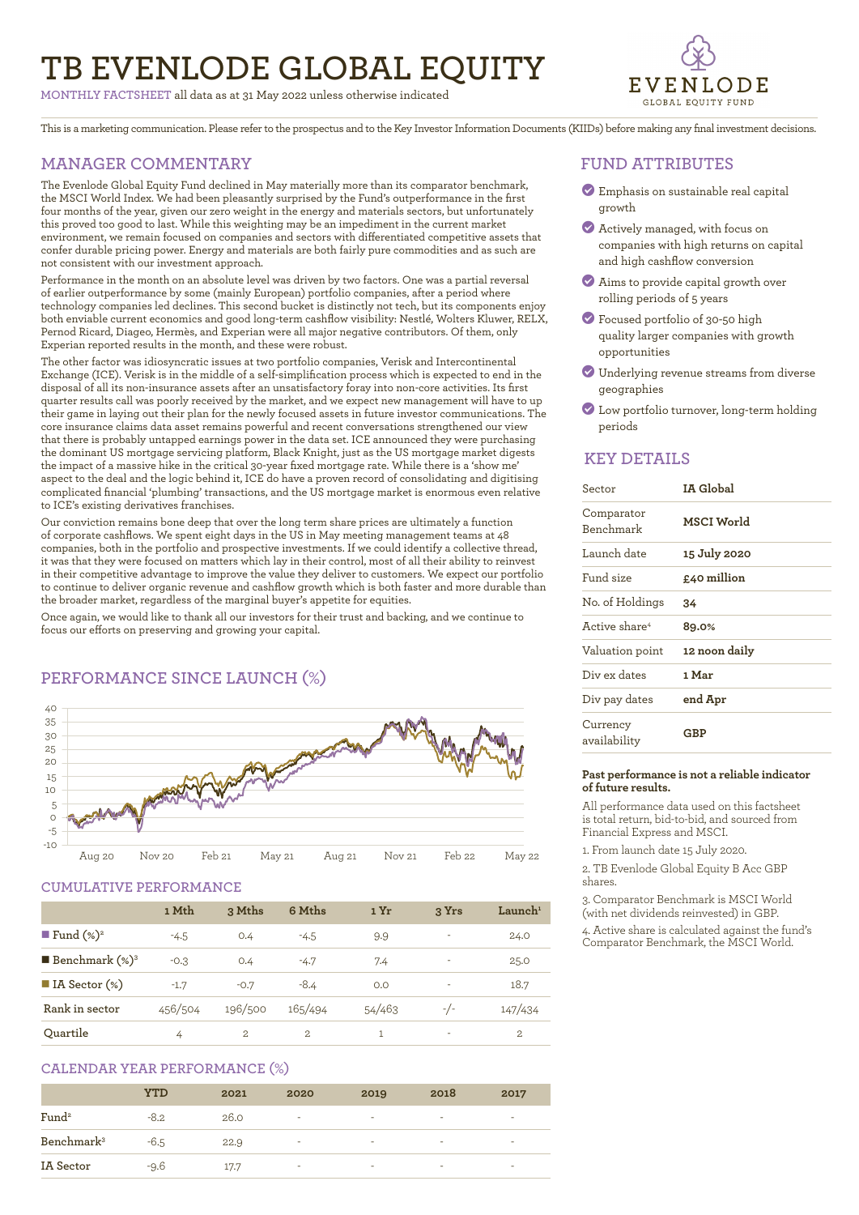# TB EVENLODE GLOBAL EQUITY

MONTHLY FACTSHEET all data as at 31 May 2022 unless otherwise indicated

EVENLODE GLOBAL EQUITY FUND

This is a marketing communication. Please refer to the prospectus and to the Key Investor Information Documents (KIIDs) before making any final investment decisions.

## MANAGER COMMENTARY

The Evenlode Global Equity Fund declined in May materially more than its comparator benchmark, the MSCI World Index. We had been pleasantly surprised by the Fund's outperformance in the first four months of the year, given our zero weight in the energy and materials sectors, but unfortunately this proved too good to last. While this weighting may be an impediment in the current market environment, we remain focused on companies and sectors with differentiated competitive assets that confer durable pricing power. Energy and materials are both fairly pure commodities and as such are not consistent with our investment approach.

Performance in the month on an absolute level was driven by two factors. One was a partial reversal of earlier outperformance by some (mainly European) portfolio companies, after a period where technology companies led declines. This second bucket is distinctly not tech, but its components enjoy both enviable current economics and good long-term cashflow visibility: Nestlé, Wolters Kluwer, RELX, Pernod Ricard, Diageo, Hermès, and Experian were all major negative contributors. Of them, only Experian reported results in the month, and these were robust.

The other factor was idiosyncratic issues at two portfolio companies, Verisk and Intercontinental Exchange (ICE). Verisk is in the middle of a self-simplification process which is expected to end in the disposal of all its non-insurance assets after an unsatisfactory foray into non-core activities. Its first quarter results call was poorly received by the market, and we expect new management will have to up their game in laying out their plan for the newly focused assets in future investor communications. The core insurance claims data asset remains powerful and recent conversations strengthened our view that there is probably untapped earnings power in the data set. ICE announced they were purchasing the dominant US mortgage servicing platform, Black Knight, just as the US mortgage market digests the impact of a massive hike in the critical 30-year fixed mortgage rate. While there is a 'show me' aspect to the deal and the logic behind it, ICE do have a proven record of consolidating and digitising complicated financial 'plumbing' transactions, and the US mortgage market is enormous even relative to ICE's existing derivatives franchises.

Our conviction remains bone deep that over the long term share prices are ultimately a function of corporate cashflows. We spent eight days in the US in May meeting management teams at 48 companies, both in the portfolio and prospective investments. If we could identify a collective thread, it was that they were focused on matters which lay in their control, most of all their ability to reinvest in their competitive advantage to improve the value they deliver to customers. We expect our portfolio to continue to deliver organic revenue and cashflow growth which is both faster and more durable than the broader market, regardless of the marginal buyer's appetite for equities.

Once again, we would like to thank all our investors for their trust and backing, and we continue to focus our efforts on preserving and growing your capital.

## PERFORMANCE SINCE LAUNCH (%)

## CUMULATIVE PERFORMANCE

| | 1 Mth | 3 Mths | 6 Mths | 1 Yr | 3 Yrs | Launch[1] |
|---|---|---|---|---|---|---|
| Fund (%)[2] | -4.5 | 0.4 | -4.5 | 9.9 | - | 24.0 |
| Benchmark (%)[3] | -0.3 | 0.4 | -4.7 | 7.4 | - | 25.0 |
| IA Sector (%) | -1.7 | -0.7 | -8.4 | 0.0 | - | 18.7 |
| Rank in sector | 456/504 | 196/500 | 165/494 | 54/463 | -/- | 147/434 |
| Quartile | 4 | 2 | 2 | 1 | - | 2 |

## CALENDAR YEAR PERFORMANCE (%)

| | YTD | 2021 | 2020 | 2019 | 2018 | 2017 |
|---|---|---|---|---|---|---|
| Fund[2] | -8.2 | 26.0 | - | - | - | - |
| Benchmark[3] | -6.5 | 22.9 | - | - | - | - |
| IA Sector | -9.6 | 17.7 | - | - | - | - |

## FUND ATTRIBUTES

- Emphasis on sustainable real capital growth
- Actively managed, with focus on companies with high returns on capital and high cashflow conversion
- Aims to provide capital growth over rolling periods of 5 years
- Focused portfolio of 30-50 high quality larger companies with growth opportunities
- Underlying revenue streams from diverse geographies
- Low portfolio turnover, long-term holding periods

## KEY DETAILS

| | |
|---|---|
| Sector | **IA Global** |
| Comparator Benchmark | **MSCI World** |
| Launch date | **15 July 2020** |
| Fund size | **£40 million** |
| No. of Holdings | **34** |
| Active share[4] | **89.0%** |
| Valuation point | **12 noon daily** |
| Div ex dates | **1 Mar** |
| Div pay dates | **end Apr** |
| Currency availability | **GBP** |

**Past performance is not a reliable indicator of future results.**

All performance data used on this factsheet is total return, bid-to-bid, and sourced from Financial Express and MSCI.

1. From launch date 15 July 2020.
2. TB Evenlode Global Equity B Acc GBP shares.
3. Comparator Benchmark is MSCI World (with net dividends reinvested) in GBP.
4. Active share is calculated against the fund's Comparator Benchmark, the MSCI World.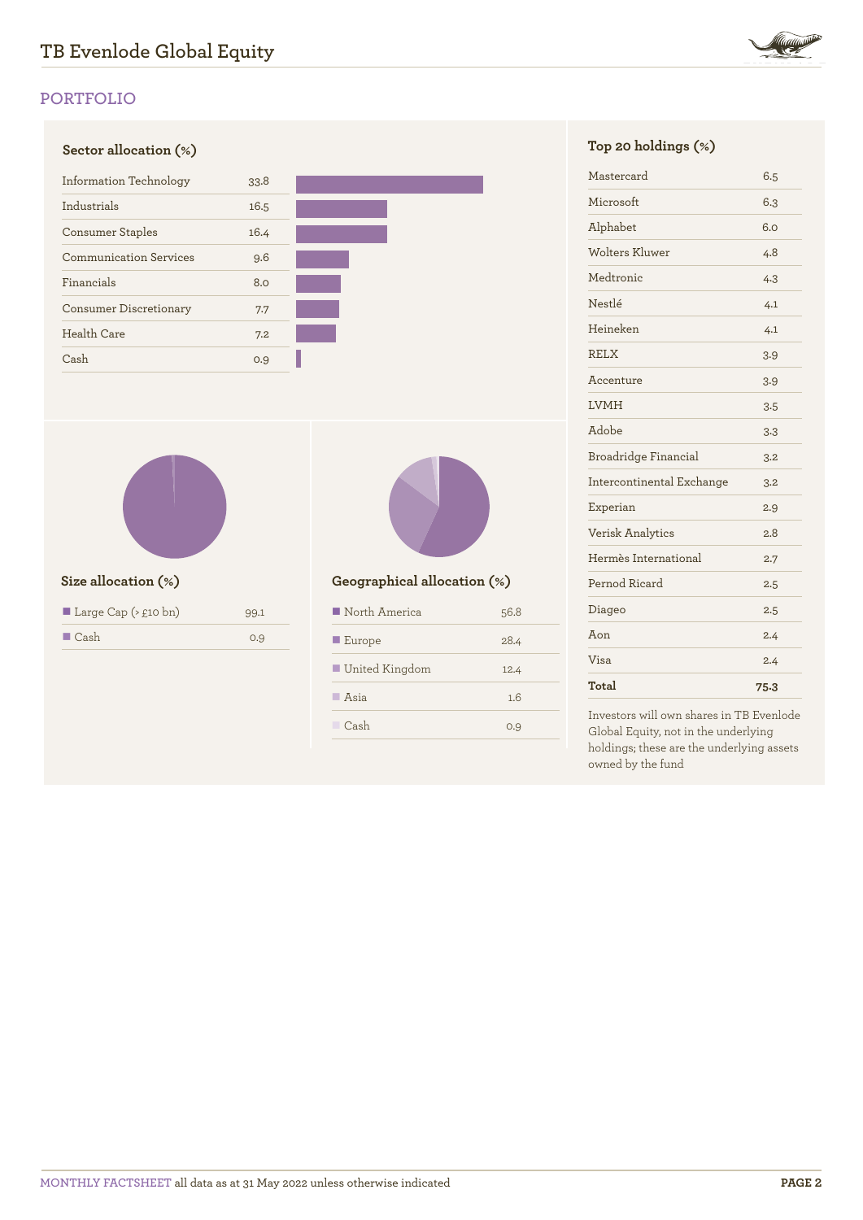## PORTFOLIO

### Sector allocation (%)

| Sector | % |
|---|---|
| Information Technology | 33.8 |
| Industrials | 16.5 |
| Consumer Staples | 16.4 |
| Communication Services | 9.6 |
| Financials | 8.0 |
| Consumer Discretionary | 7.7 |
| Health Care | 7.2 |
| Cash | 0.9 |

### Size allocation (%)

| Size | % |
|---|---|
| Large Cap (> £10 bn) | 99.1 |
| Cash | 0.9 |

### Geographical allocation (%)

| Region | % |
|---|---|
| North America | 56.8 |
| Europe | 28.4 |
| United Kingdom | 12.4 |
| Asia | 1.6 |
| Cash | 0.9 |

### Top 20 holdings (%)

| Holding | % |
|---|---|
| Mastercard | 6.5 |
| Microsoft | 6.3 |
| Alphabet | 6.0 |
| Wolters Kluwer | 4.8 |
| Medtronic | 4.3 |
| Nestlé | 4.1 |
| Heineken | 4.1 |
| RELX | 3.9 |
| Accenture | 3.9 |
| LVMH | 3.5 |
| Adobe | 3.3 |
| Broadridge Financial | 3.2 |
| Intercontinental Exchange | 3.2 |
| Experian | 2.9 |
| Verisk Analytics | 2.8 |
| Hermès International | 2.7 |
| Pernod Ricard | 2.5 |
| Diageo | 2.5 |
| Aon | 2.4 |
| Visa | 2.4 |
| **Total** | **75.3** |

Investors will own shares in TB Evenlode Global Equity, not in the underlying holdings; these are the underlying assets owned by the fund

MONTHLY FACTSHEET all data as at 31 May 2022 unless otherwise indicated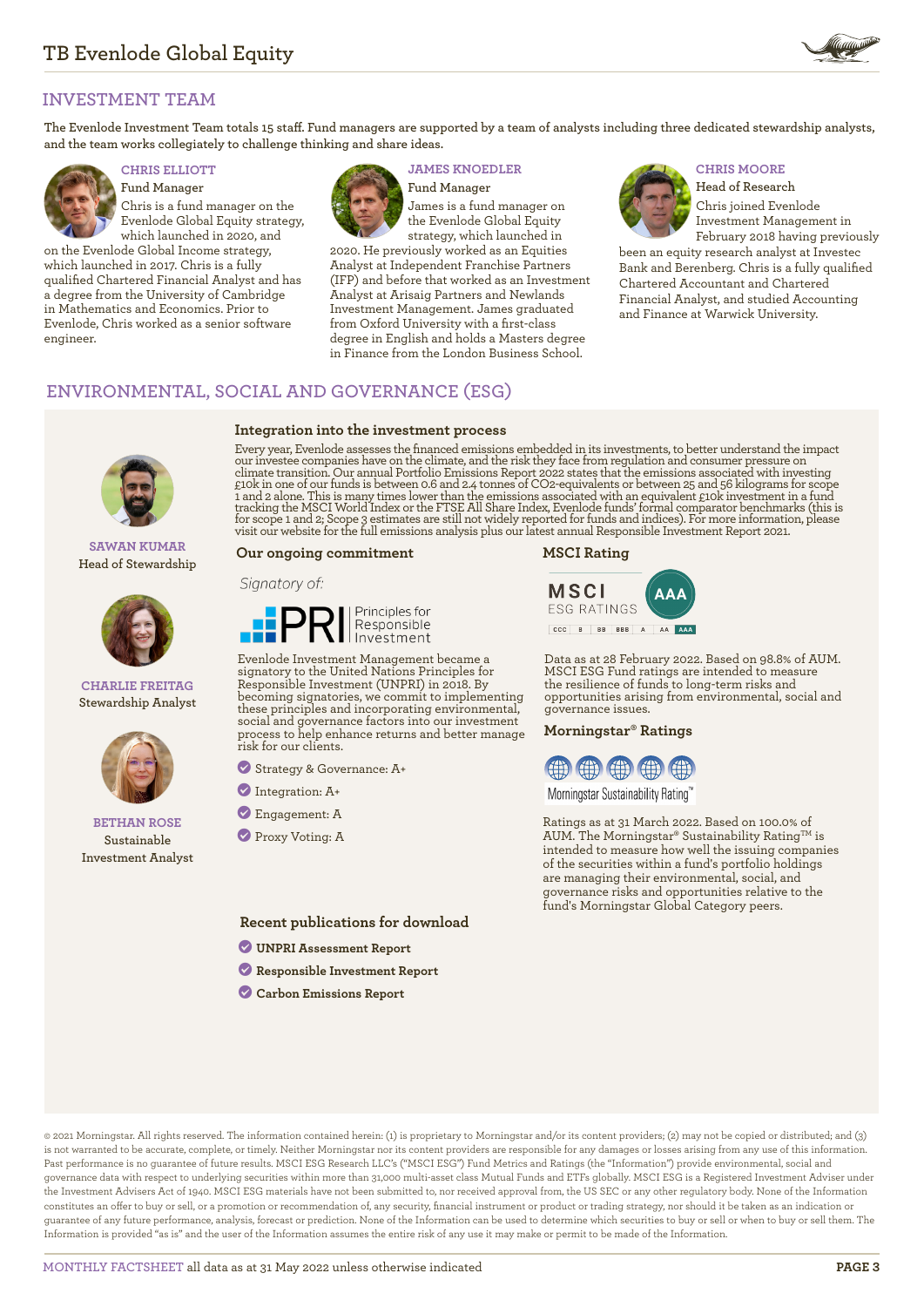## INVESTMENT TEAM

The Evenlode Investment Team totals 15 staff. Fund managers are supported by a team of analysts including three dedicated stewardship analysts, and the team works collegiately to challenge thinking and share ideas.

### CHRIS ELLIOTT
Fund Manager

Chris is a fund manager on the Evenlode Global Equity strategy, which launched in 2020, and on the Evenlode Global Income strategy, which launched in 2017. Chris is a fully qualified Chartered Financial Analyst and has a degree from the University of Cambridge in Mathematics and Economics. Prior to Evenlode, Chris worked as a senior software engineer.

### JAMES KNOEDLER
Fund Manager

James is a fund manager on the Evenlode Global Equity strategy, which launched in 2020. He previously worked as an Equities Analyst at Independent Franchise Partners (IFP) and before that worked as an Investment Analyst at Arisaig Partners and Newlands Investment Management. James graduated from Oxford University with a first-class degree in English and holds a Masters degree in Finance from the London Business School.

### CHRIS MOORE
Head of Research

Chris joined Evenlode Investment Management in February 2018 having previously been an equity research analyst at Investec Bank and Berenberg. Chris is a fully qualified Chartered Accountant and Chartered Financial Analyst, and studied Accounting and Finance at Warwick University.

## ENVIRONMENTAL, SOCIAL AND GOVERNANCE (ESG)

**SAWAN KUMAR**
Head of Stewardship

**CHARLIE FREITAG**
Stewardship Analyst

**BETHAN ROSE**
Sustainable Investment Analyst

### Integration into the investment process

Every year, Evenlode assesses the financed emissions embedded in its investments, to better understand the impact our investee companies have on the climate, and the risk they face from regulation and consumer pressure on climate transition. Our annual Portfolio Emissions Report 2022 states that the emissions associated with investing £10k in one of our funds is between 0.6 and 2.4 tonnes of CO2-equivalents or between 25 and 56 kilograms for scope 1 and 2 alone. This is many times lower than the emissions associated with an equivalent £10k investment in a fund tracking the MSCI World Index or the FTSE All Share Index, Evenlode funds' formal comparator benchmarks (this is for scope 1 and 2; Scope 3 estimates are still not widely reported for funds and indices). For more information, please visit our website for the full emissions analysis plus our latest annual Responsible Investment Report 2021.

### Our ongoing commitment

*Signatory of:*

PRI Principles for Responsible Investment

Evenlode Investment Management became a signatory to the United Nations Principles for Responsible Investment (UNPRI) in 2018. By becoming signatories, we commit to implementing these principles and incorporating environmental, social and governance factors into our investment process to help enhance returns and better manage risk for our clients.

- Strategy & Governance: A+
- Integration: A+
- Engagement: A
- Proxy Voting: A

### MSCI Rating

MSCI ESG RATINGS: AAA (CCC | B | BB | BBB | A | AA | AAA)

Data as at 28 February 2022. Based on 98.8% of AUM. MSCI ESG Fund ratings are intended to measure the resilience of funds to long-term risks and opportunities arising from environmental, social and governance issues.

### Morningstar® Ratings

Morningstar Sustainability Rating™ (5 globes)

Ratings as at 31 March 2022. Based on 100.0% of AUM. The Morningstar® Sustainability Rating™ is intended to measure how well the issuing companies of the securities within a fund's portfolio holdings are managing their environmental, social, and governance risks and opportunities relative to the fund's Morningstar Global Category peers.

### Recent publications for download

- **UNPRI Assessment Report**
- **Responsible Investment Report**
- **Carbon Emissions Report**

© 2021 Morningstar. All rights reserved. The information contained herein: (1) is proprietary to Morningstar and/or its content providers; (2) may not be copied or distributed; and (3) is not warranted to be accurate, complete, or timely. Neither Morningstar nor its content providers are responsible for any damages or losses arising from any use of this information. Past performance is no guarantee of future results. MSCI ESG Research LLC's ("MSCI ESG") Fund Metrics and Ratings (the "Information") provide environmental, social and governance data with respect to underlying securities within more than 31,000 multi-asset class Mutual Funds and ETFs globally. MSCI ESG is a Registered Investment Adviser under the Investment Advisers Act of 1940. MSCI ESG materials have not been submitted to, nor received approval from, the US SEC or any other regulatory body. None of the Information constitutes an offer to buy or sell, or a promotion or recommendation of, any security, financial instrument or product or trading strategy, nor should it be taken as an indication or guarantee of any future performance, analysis, forecast or prediction. None of the Information can be used to determine which securities to buy or sell or when to buy or sell them. The Information is provided "as is" and the user of the Information assumes the entire risk of any use it may make or permit to be made of the Information.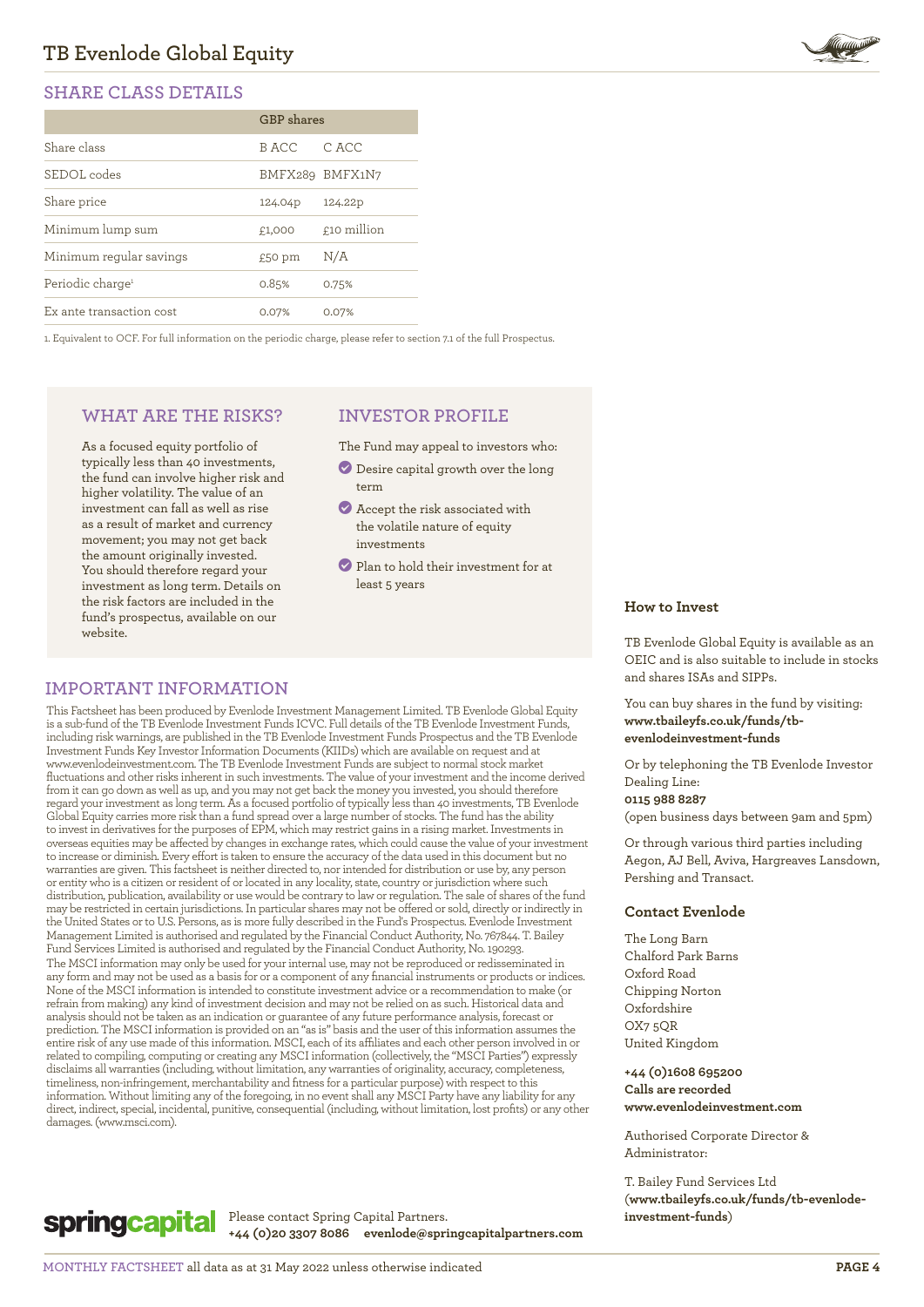# TB Evenlode Global Equity

## SHARE CLASS DETAILS

| | GBP shares | |
|---|---|---|
| Share class | B ACC | C ACC |
| SEDOL codes | BMFX289 | BMFX1N7 |
| Share price | 124.04p | 124.22p |
| Minimum lump sum | £1,000 | £10 million |
| Minimum regular savings | £50 pm | N/A |
| Periodic charge[1] | 0.85% | 0.75% |
| Ex ante transaction cost | 0.07% | 0.07% |

1. Equivalent to OCF. For full information on the periodic charge, please refer to section 7.1 of the full Prospectus.

## WHAT ARE THE RISKS?

As a focused equity portfolio of typically less than 40 investments, the fund can involve higher risk and higher volatility. The value of an investment can fall as well as rise as a result of market and currency movement; you may not get back the amount originally invested. You should therefore regard your investment as long term. Details on the risk factors are included in the fund's prospectus, available on our website.

## INVESTOR PROFILE

The Fund may appeal to investors who:

- Desire capital growth over the long term
- Accept the risk associated with the volatile nature of equity investments
- Plan to hold their investment for at least 5 years

## IMPORTANT INFORMATION

This Factsheet has been produced by Evenlode Investment Management Limited. TB Evenlode Global Equity is a sub-fund of the TB Evenlode Investment Funds ICVC. Full details of the TB Evenlode Investment Funds, including risk warnings, are published in the TB Evenlode Investment Funds Prospectus and the TB Evenlode Investment Funds Key Investor Information Documents (KIIDs) which are available on request and at www.evenlodeinvestment.com. The TB Evenlode Investment Funds are subject to normal stock market fluctuations and other risks inherent in such investments. The value of your investment and the income derived from it can go down as well as up, and you may not get back the money you invested, you should therefore regard your investment as long term. As a focused portfolio of typically less than 40 investments, TB Evenlode Global Equity carries more risk than a fund spread over a large number of stocks. The fund has the ability to invest in derivatives for the purposes of EPM, which may restrict gains in a rising market. Investments in overseas equities may be affected by changes in exchange rates, which could cause the value of your investment to increase or diminish. Every effort is taken to ensure the accuracy of the data used in this document but no warranties are given. This factsheet is neither directed to, nor intended for distribution or use by, any person or entity who is a citizen or resident of or located in any locality, state, country or jurisdiction where such distribution, publication, availability or use would be contrary to law or regulation. The sale of shares of the fund may be restricted in certain jurisdictions. In particular shares may not be offered or sold, directly or indirectly in the United States or to U.S. Persons, as is more fully described in the Fund's Prospectus. Evenlode Investment Management Limited is authorised and regulated by the Financial Conduct Authority, No. 767844. T. Bailey Fund Services Limited is authorised and regulated by the Financial Conduct Authority, No. 190293.

The MSCI information may only be used for your internal use, may not be reproduced or redisseminated in any form and may not be used as a basis for or a component of any financial instruments or products or indices. None of the MSCI information is intended to constitute investment advice or a recommendation to make (or refrain from making) any kind of investment decision and may not be relied on as such. Historical data and analysis should not be taken as an indication or guarantee of any future performance analysis, forecast or prediction. The MSCI information is provided on an "as is" basis and the user of this information assumes the entire risk of any use made of this information. MSCI, each of its affiliates and each other person involved in or related to compiling, computing or creating any MSCI information (collectively, the "MSCI Parties") expressly disclaims all warranties (including, without limitation, any warranties of originality, accuracy, completeness, timeliness, non-infringement, merchantability and fitness for a particular purpose) with respect to this information. Without limiting any of the foregoing, in no event shall any MSCI Party have any liability for any direct, indirect, special, incidental, punitive, consequential (including, without limitation, lost profits) or any other damages. (www.msci.com).

springcapital Please contact Spring Capital Partners.
**+44 (0)20 3307 8086 evenlode@springcapitalpartners.com**

### How to Invest

TB Evenlode Global Equity is available as an OEIC and is also suitable to include in stocks and shares ISAs and SIPPs.

You can buy shares in the fund by visiting:
**www.tbaileyfs.co.uk/funds/tb-evenlodeinvestment-funds**

Or by telephoning the TB Evenlode Investor Dealing Line:
**0115 988 8287**
(open business days between 9am and 5pm)

Or through various third parties including Aegon, AJ Bell, Aviva, Hargreaves Lansdown, Pershing and Transact.

### Contact Evenlode

The Long Barn
Chalford Park Barns
Oxford Road
Chipping Norton
Oxfordshire
OX7 5QR
United Kingdom

**+44 (0)1608 695200**
**Calls are recorded**
**www.evenlodeinvestment.com**

Authorised Corporate Director & Administrator:

T. Bailey Fund Services Ltd
(**www.tbaileyfs.co.uk/funds/tb-evenlode-investment-funds**)

MONTHLY FACTSHEET all data as at 31 May 2022 unless otherwise indicated